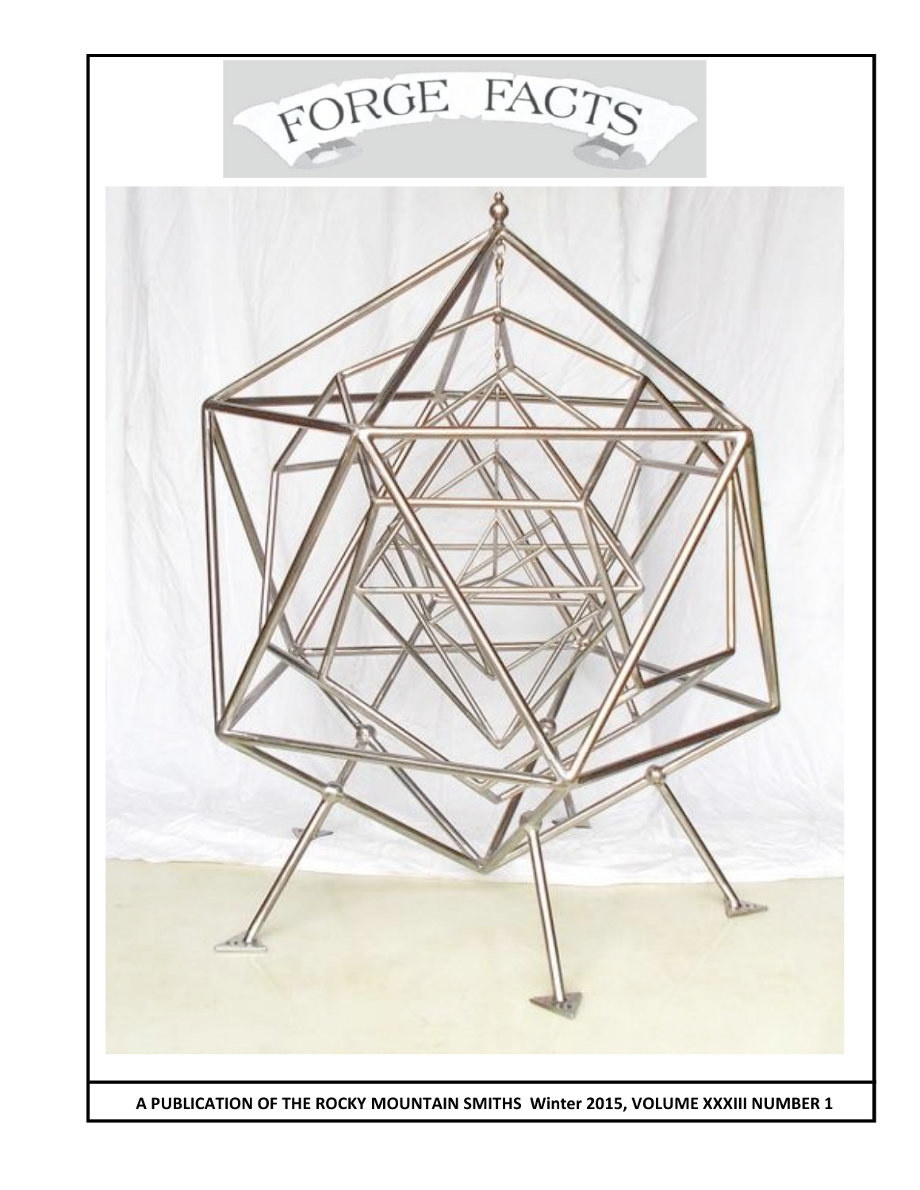# FORGE FACTS

**A PUBLICATION OF THE ROCKY MOUNTAIN SMITHS Winter 2015, VOLUME XXXIII NUMBER 1**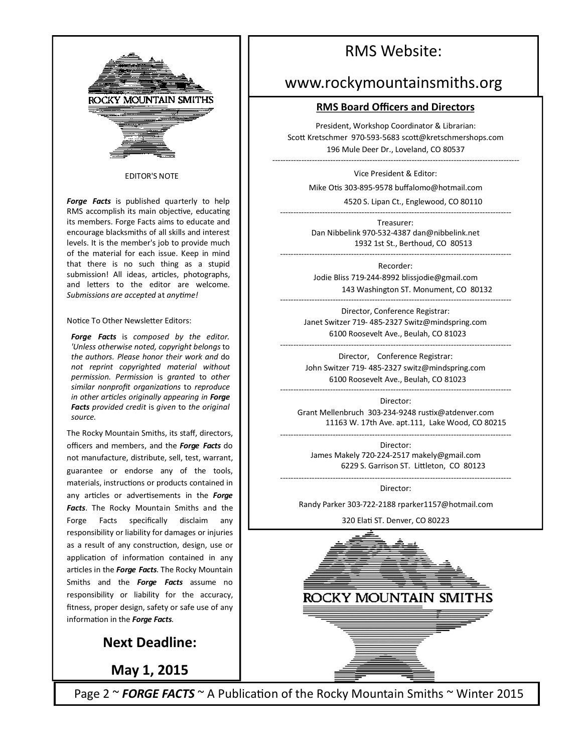ROCKY MOUNTAIN SMITHS

EDITOR'S NOTE

***Forge Facts*** is published quarterly to help RMS accomplish its main objective, educating its members. Forge Facts aims to educate and encourage blacksmiths of all skills and interest levels. It is the member's job to provide much of the material for each issue. Keep in mind that there is no such thing as a stupid submission! All ideas, articles, photographs, and letters to the editor are welcome. *Submissions are accepted* at *anytime!*

Notice To Other Newsletter Editors:

***Forge Facts*** *is composed by the editor. 'Unless otherwise noted, copyright belongs* to *the authors. Please honor their work and* do *not reprint copyrighted material without permission. Permission* is *granted* to *other similar nonprofit organizations* to *reproduce in other articles originally appearing in* ***Forge Facts*** *provided credit* is *given* to *the original source.*

The Rocky Mountain Smiths, its staff, directors, officers and members, and the ***Forge Facts*** do not manufacture, distribute, sell, test, warrant, guarantee or endorse any of the tools, materials, instructions or products contained in any articles or advertisements in the ***Forge Facts***. The Rocky Mountain Smiths and the Forge Facts specifically disclaim any responsibility or liability for damages or injuries as a result of any construction, design, use or application of information contained in any articles in the ***Forge Facts***. The Rocky Mountain Smiths and the ***Forge Facts*** assume no responsibility or liability for the accuracy, fitness, proper design, safety or safe use of any information in the ***Forge Facts***.

## Next Deadline:

## May 1, 2015

# RMS Website:

# www.rockymountainsmiths.org

## RMS Board Officers and Directors

President, Workshop Coordinator & Librarian:
Scott Kretschmer 970-593-5683 scott@kretschmershops.com
196 Mule Deer Dr., Loveland, CO 80537

---

Vice President & Editor:
Mike Otis 303-895-9578 buffalomo@hotmail.com
4520 S. Lipan Ct., Englewood, CO 80110

---

Treasurer:
Dan Nibbelink 970-532-4387 dan@nibbelink.net
1932 1st St., Berthoud, CO 80513

---

Recorder:
Jodie Bliss 719-244-8992 blissjodie@gmail.com
143 Washington ST. Monument, CO 80132

---

Director, Conference Registrar:
Janet Switzer 719- 485-2327 Switz@mindspring.com
6100 Roosevelt Ave., Beulah, CO 81023

---

Director, Conference Registrar:
John Switzer 719- 485-2327 switz@mindspring.com
6100 Roosevelt Ave., Beulah, CO 81023

---

Director:
Grant Mellenbruch 303-234-9248 rustix@atdenver.com
11163 W. 17th Ave. apt.111, Lake Wood, CO 80215

---

Director:
James Makely 720-224-2517 makely@gmail.com
6229 S. Garrison ST. Littleton, CO 80123

---

Director:
Randy Parker 303-722-2188 rparker1157@hotmail.com
320 Elati ST. Denver, CO 80223

ROCKY MOUNTAIN SMITHS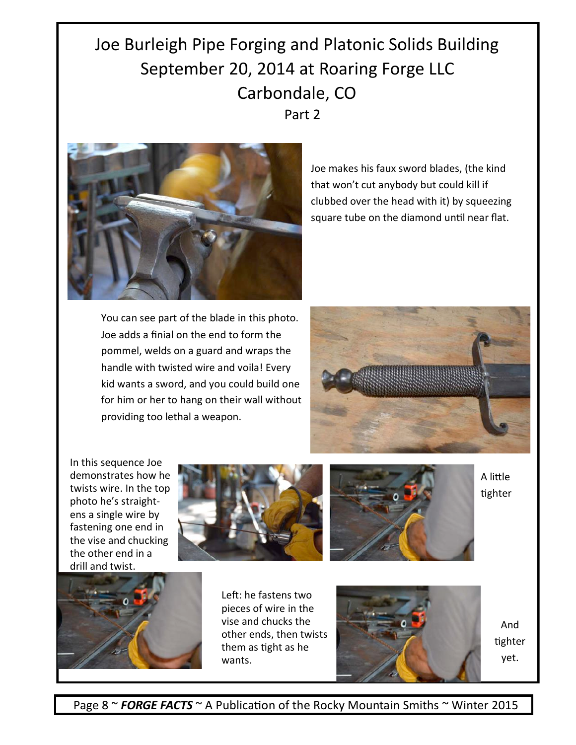# Joe Burleigh Pipe Forging and Platonic Solids Building September 20, 2014 at Roaring Forge LLC Carbondale, CO

## Part 2

Joe makes his faux sword blades, (the kind that won't cut anybody but could kill if clubbed over the head with it) by squeezing square tube on the diamond until near flat.

You can see part of the blade in this photo. Joe adds a finial on the end to form the pommel, welds on a guard and wraps the handle with twisted wire and voila! Every kid wants a sword, and you could build one for him or her to hang on their wall without providing too lethal a weapon.

In this sequence Joe demonstrates how he twists wire. In the top photo he's straightens a single wire by fastening one end in the vise and chucking the other end in a drill and twist.

A little tighter

Left: he fastens two pieces of wire in the vise and chucks the other ends, then twists them as tight as he wants.

And tighter yet.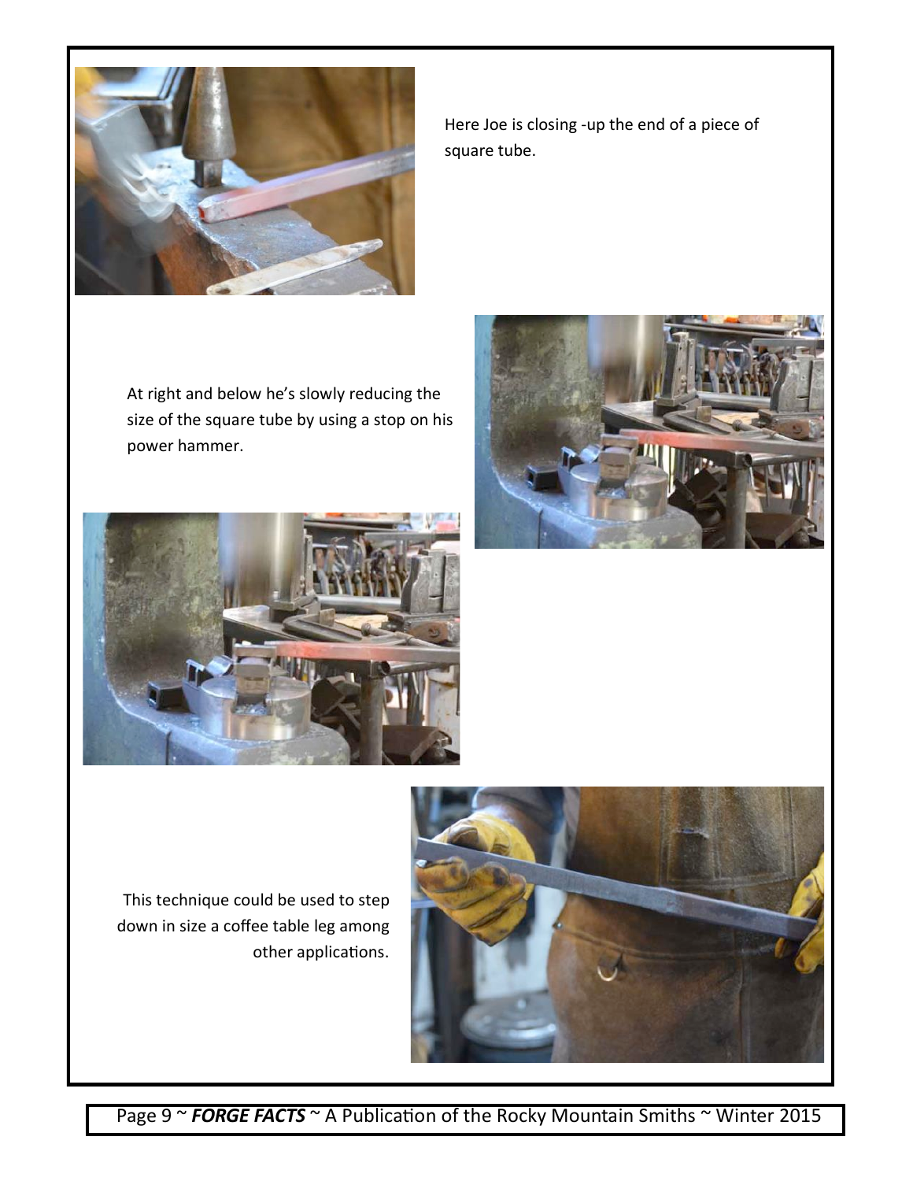Here Joe is closing -up the end of a piece of square tube.

At right and below he's slowly reducing the size of the square tube by using a stop on his power hammer.

This technique could be used to step down in size a coffee table leg among other applications.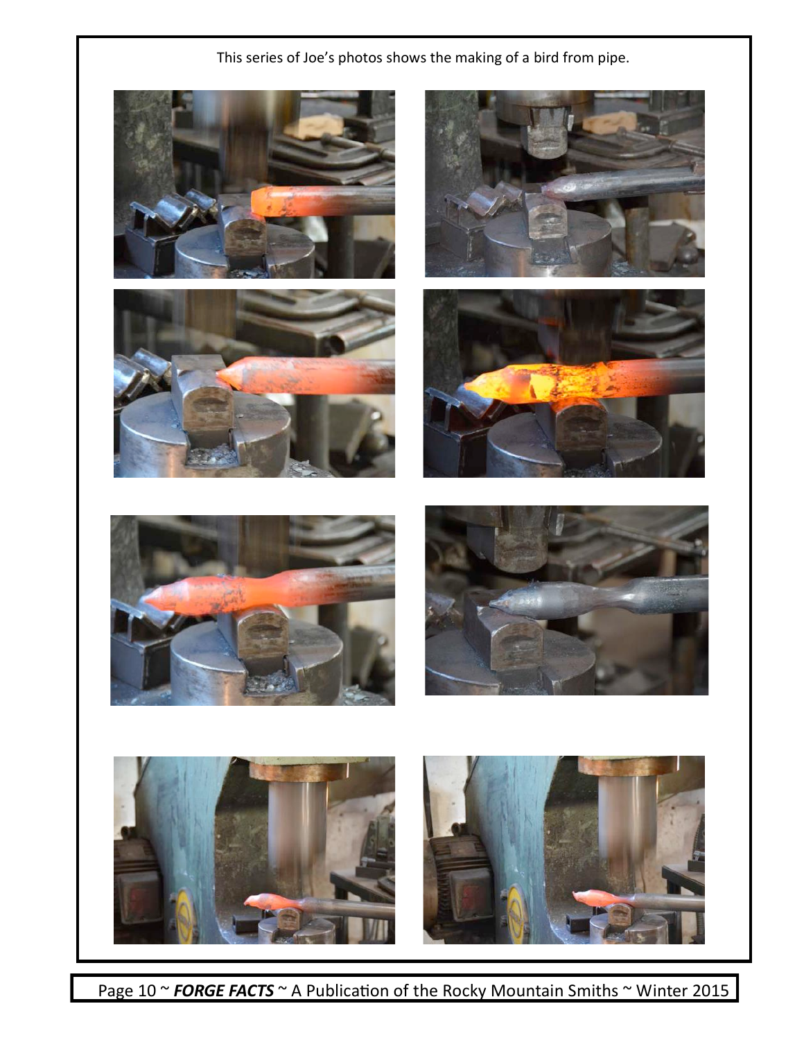This series of Joe's photos shows the making of a bird from pipe.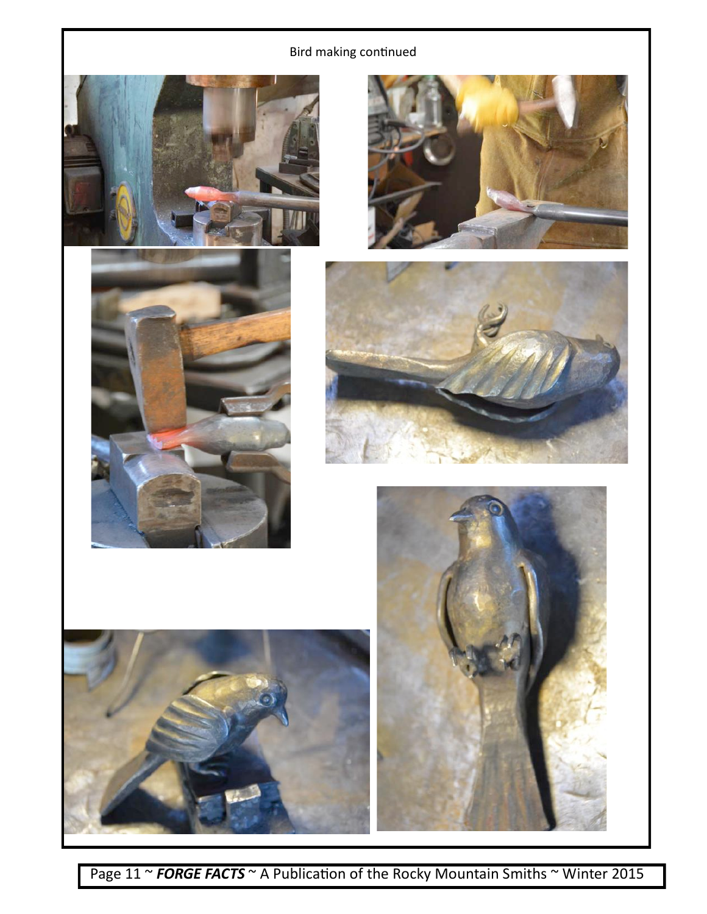Bird making continued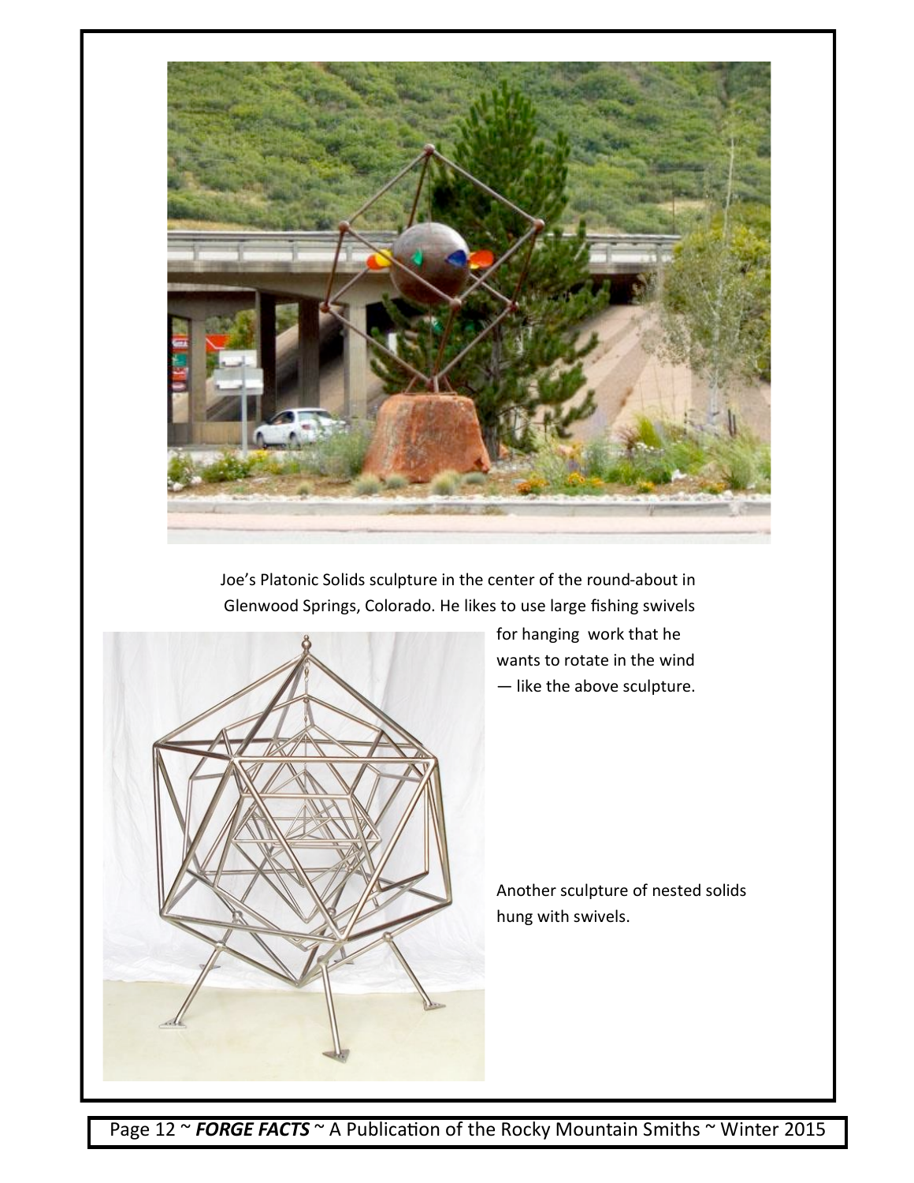Joe's Platonic Solids sculpture in the center of the round-about in Glenwood Springs, Colorado. He likes to use large fishing swivels for hanging work that he wants to rotate in the wind — like the above sculpture.

Another sculpture of nested solids hung with swivels.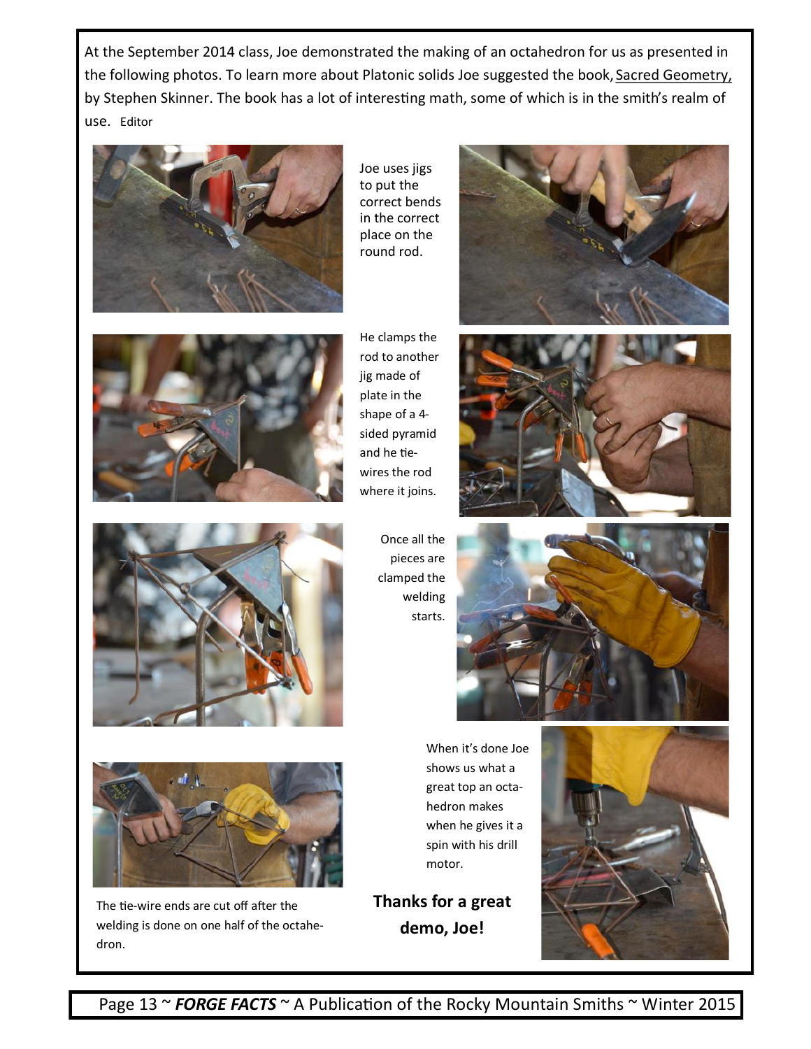At the September 2014 class, Joe demonstrated the making of an octahedron for us as presented in the following photos. To learn more about Platonic solids Joe suggested the book, Sacred Geometry, by Stephen Skinner. The book has a lot of interesting math, some of which is in the smith's realm of use. Editor

Joe uses jigs to put the correct bends in the correct place on the round rod.

He clamps the rod to another jig made of plate in the shape of a 4-sided pyramid and he tie-wires the rod where it joins.

Once all the pieces are clamped the welding starts.

The tie-wire ends are cut off after the welding is done on one half of the octahedron.

When it's done Joe shows us what a great top an octahedron makes when he gives it a spin with his drill motor.

**Thanks for a great demo, Joe!**